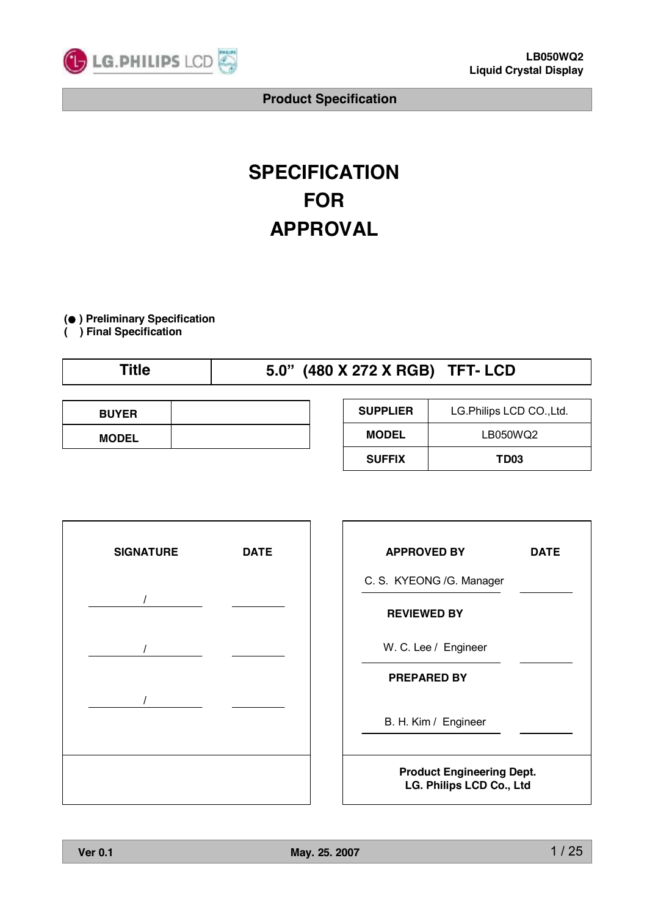# SPECIFICATION FOR APPROVAL

(●) Preliminary Specification
( ) Final Specification

| Title | 5.0" (480 X 272 X RGB) TFT- LCD |
|---|---|

| BUYER | |
|---|---|
| MODEL | |

| SUPPLIER | LG.Philips LCD CO.,Ltd. |
|---|---|
| MODEL | LB050WQ2 |
| SUFFIX | TD03 |

| SIGNATURE | DATE |
|---|---|
| / | |
| / | |
| / | |

| APPROVED BY | DATE |
|---|---|
| C. S. KYEONG /G. Manager | |
| **REVIEWED BY** | |
| W. C. Lee / Engineer | |
| **PREPARED BY** | |
| B. H. Kim / Engineer | |

**Product Engineering Dept.**
**LG. Philips LCD Co., Ltd**

Ver 0.1 May. 25. 2007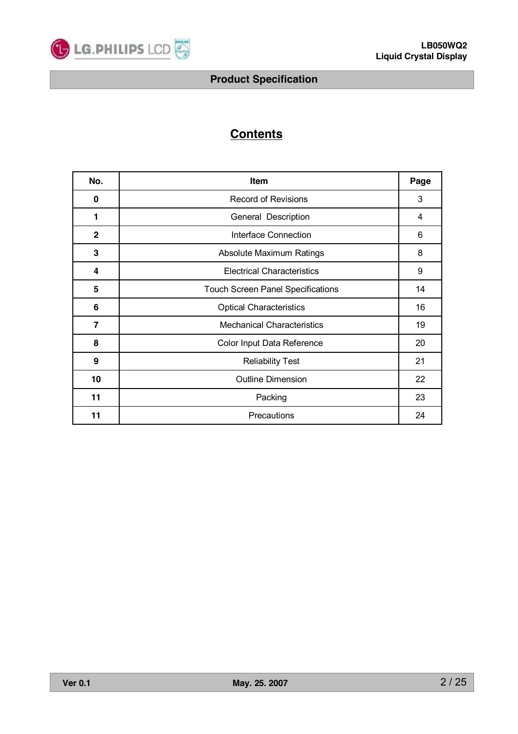# Contents

| No. | Item | Page |
|---|---|---|
| 0 | Record of Revisions | 3 |
| 1 | General  Description | 4 |
| 2 | Interface Connection | 6 |
| 3 | Absolute Maximum Ratings | 8 |
| 4 | Electrical Characteristics | 9 |
| 5 | Touch Screen Panel Specifications | 14 |
| 6 | Optical Characteristics | 16 |
| 7 | Mechanical Characteristics | 19 |
| 8 | Color Input Data Reference | 20 |
| 9 | Reliability Test | 21 |
| 10 | Outline Dimension | 22 |
| 11 | Packing | 23 |
| 11 | Precautions | 24 |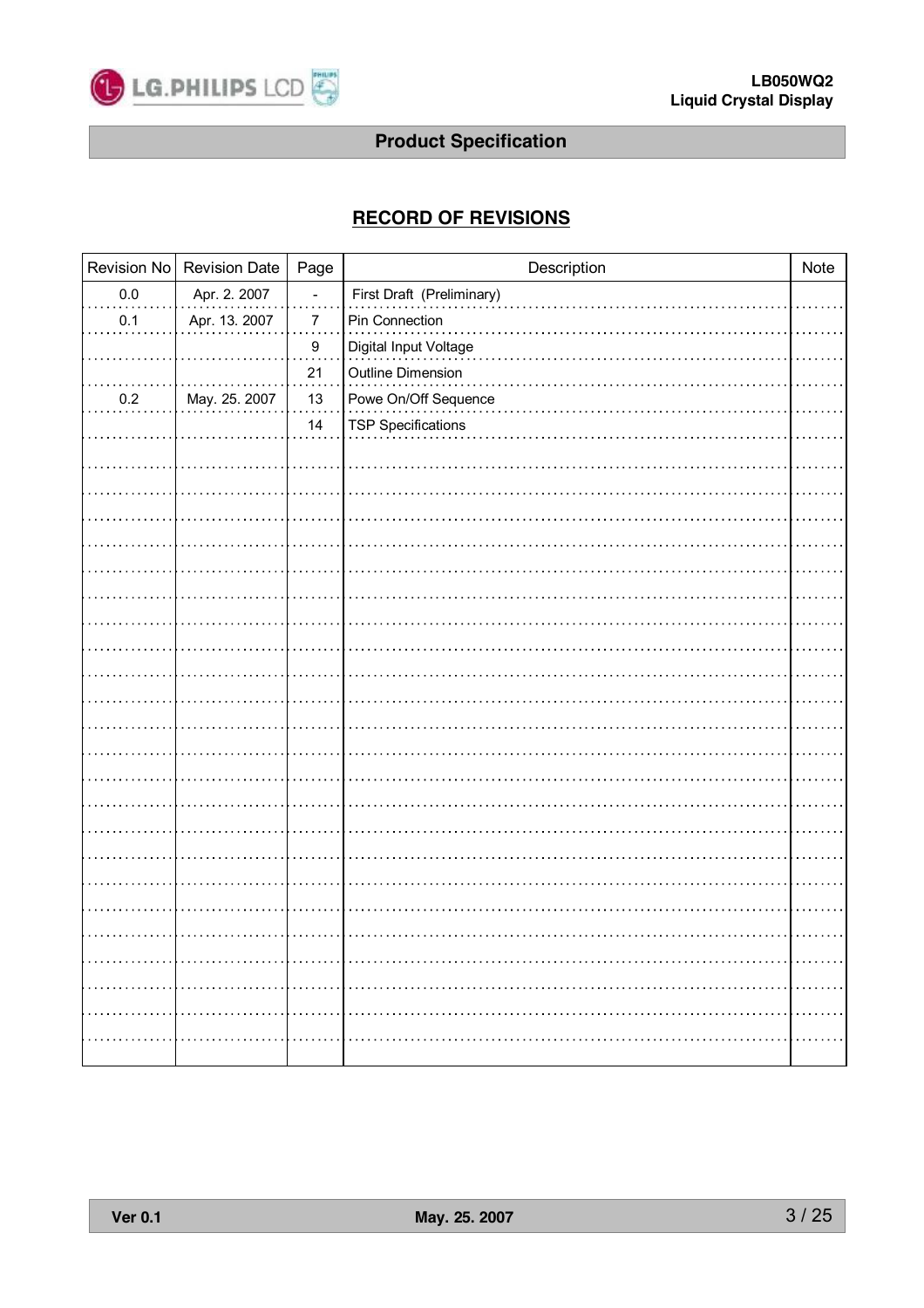## RECORD OF REVISIONS

| Revision No | Revision Date | Page | Description | Note |
|---|---|---|---|---|
| 0.0 | Apr. 2. 2007 | - | First Draft (Preliminary) | |
| 0.1 | Apr. 13. 2007 | 7 | Pin Connection | |
| | | 9 | Digital Input Voltage | |
| | | 21 | Outline Dimension | |
| 0.2 | May. 25. 2007 | 13 | Powe On/Off Sequence | |
| | | 14 | TSP Specifications | |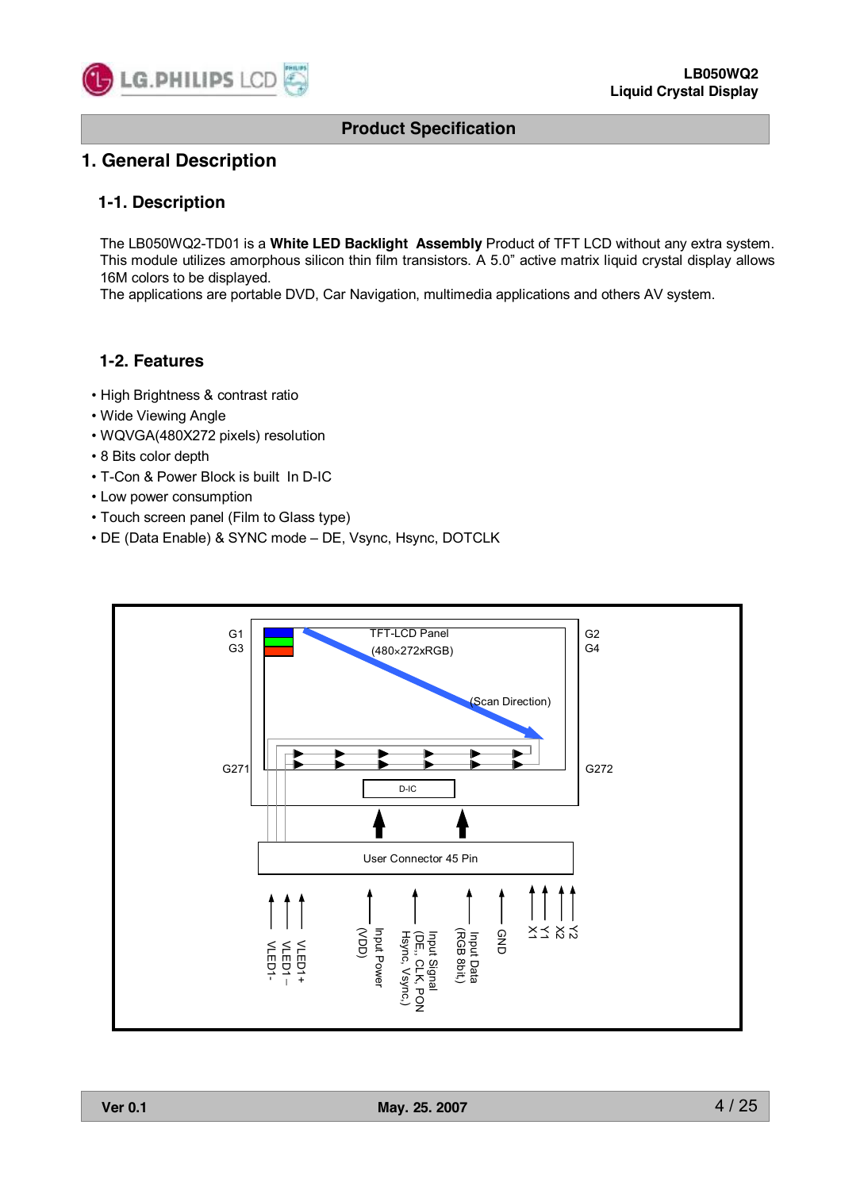## Product Specification

# 1. General Description

## 1-1. Description

The LB050WQ2-TD01 is a **White LED Backlight Assembly** Product of TFT LCD without any extra system. This module utilizes amorphous silicon thin film transistors. A 5.0" active matrix liquid crystal display allows 16M colors to be displayed.
The applications are portable DVD, Car Navigation, multimedia applications and others AV system.

## 1-2. Features

- High Brightness & contrast ratio
- Wide Viewing Angle
- WQVGA(480X272 pixels) resolution
- 8 Bits color depth
- T-Con & Power Block is built In D-IC
- Low power consumption
- Touch screen panel (Film to Glass type)
- DE (Data Enable) & SYNC mode – DE, Vsync, Hsync, DOTCLK

G1
G3
TFT-LCD Panel
(480×272xRGB)
G2
G4
(Scan Direction)
G271
G272
D-IC
User Connector 45 Pin
VLED1-
VLED1 –
VLED1+
Input Power (VDD)
Input Signal (DE,, CLK, PON Hsync, Vsync,)
Input Data (RGB 8bit,)
GND
X1
Y1
X2
Y2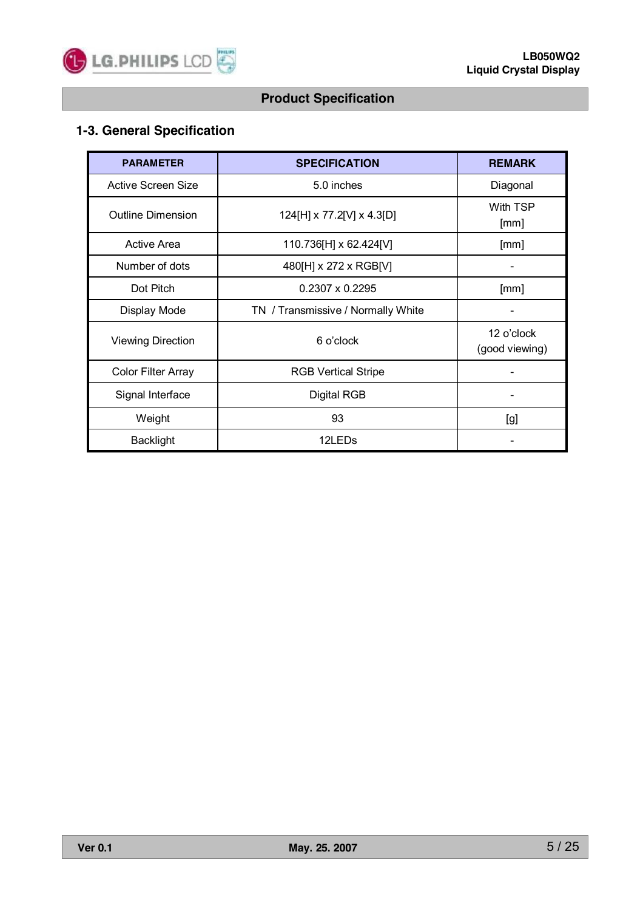# Product Specification

## 1-3. General Specification

| PARAMETER | SPECIFICATION | REMARK |
|---|---|---|
| Active Screen Size | 5.0 inches | Diagonal |
| Outline Dimension | 124[H] x 77.2[V] x 4.3[D] | With TSP [mm] |
| Active Area | 110.736[H] x 62.424[V] | [mm] |
| Number of dots | 480[H] x 272 x RGB[V] | - |
| Dot Pitch | 0.2307 x 0.2295 | [mm] |
| Display Mode | TN / Transmissive / Normally White | - |
| Viewing Direction | 6 o'clock | 12 o'clock (good viewing) |
| Color Filter Array | RGB Vertical Stripe | - |
| Signal Interface | Digital RGB | - |
| Weight | 93 | [g] |
| Backlight | 12LEDs | - |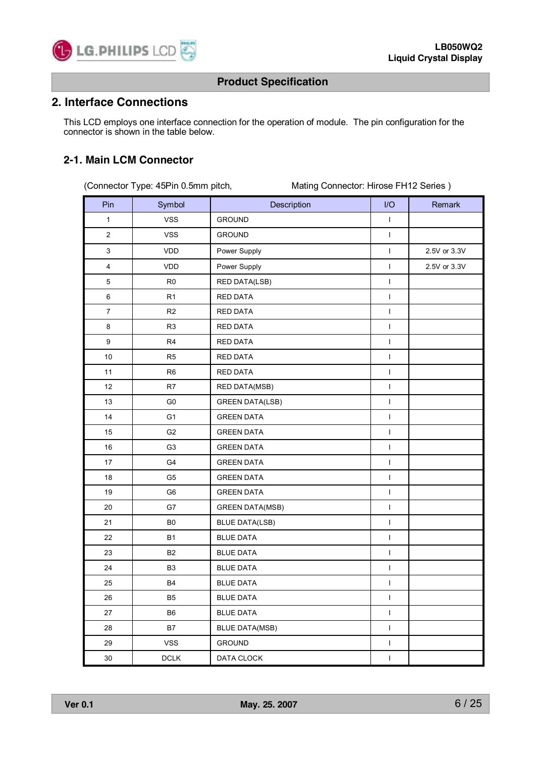## 2. Interface Connections

This LCD employs one interface connection for the operation of module. The pin configuration for the connector is shown in the table below.

### 2-1. Main LCM Connector

(Connector Type: 45Pin 0.5mm pitch, Mating Connector: Hirose FH12 Series )

| Pin | Symbol | Description | I/O | Remark |
|---|---|---|---|---|
| 1 | VSS | GROUND | I | |
| 2 | VSS | GROUND | I | |
| 3 | VDD | Power Supply | I | 2.5V or 3.3V |
| 4 | VDD | Power Supply | I | 2.5V or 3.3V |
| 5 | R0 | RED DATA(LSB) | I | |
| 6 | R1 | RED DATA | I | |
| 7 | R2 | RED DATA | I | |
| 8 | R3 | RED DATA | I | |
| 9 | R4 | RED DATA | I | |
| 10 | R5 | RED DATA | I | |
| 11 | R6 | RED DATA | I | |
| 12 | R7 | RED DATA(MSB) | I | |
| 13 | G0 | GREEN DATA(LSB) | I | |
| 14 | G1 | GREEN DATA | I | |
| 15 | G2 | GREEN DATA | I | |
| 16 | G3 | GREEN DATA | I | |
| 17 | G4 | GREEN DATA | I | |
| 18 | G5 | GREEN DATA | I | |
| 19 | G6 | GREEN DATA | I | |
| 20 | G7 | GREEN DATA(MSB) | I | |
| 21 | B0 | BLUE DATA(LSB) | I | |
| 22 | B1 | BLUE DATA | I | |
| 23 | B2 | BLUE DATA | I | |
| 24 | B3 | BLUE DATA | I | |
| 25 | B4 | BLUE DATA | I | |
| 26 | B5 | BLUE DATA | I | |
| 27 | B6 | BLUE DATA | I | |
| 28 | B7 | BLUE DATA(MSB) | I | |
| 29 | VSS | GROUND | I | |
| 30 | DCLK | DATA CLOCK | I | |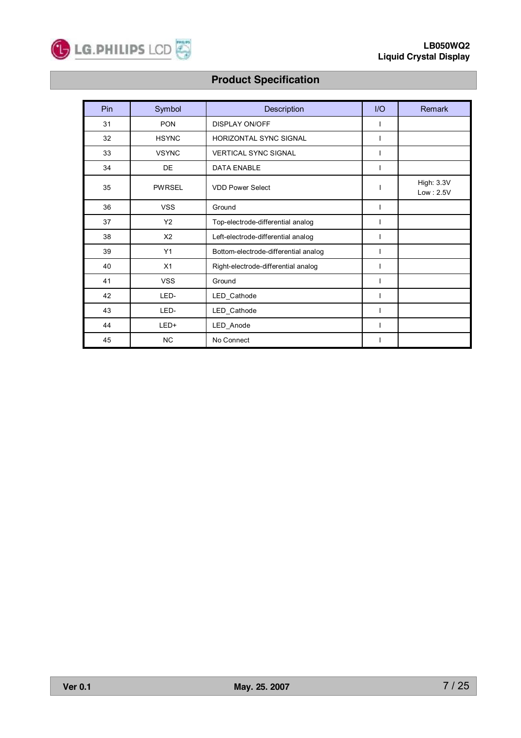## Product Specification

| Pin | Symbol | Description | I/O | Remark |
|---|---|---|---|---|
| 31 | PON | DISPLAY ON/OFF | I | |
| 32 | HSYNC | HORIZONTAL SYNC SIGNAL | I | |
| 33 | VSYNC | VERTICAL SYNC SIGNAL | I | |
| 34 | DE | DATA ENABLE | I | |
| 35 | PWRSEL | VDD Power Select | I | High: 3.3V<br>Low : 2.5V |
| 36 | VSS | Ground | I | |
| 37 | Y2 | Top-electrode-differential analog | I | |
| 38 | X2 | Left-electrode-differential analog | I | |
| 39 | Y1 | Bottom-electrode-differential analog | I | |
| 40 | X1 | Right-electrode-differential analog | I | |
| 41 | VSS | Ground | I | |
| 42 | LED- | LED_Cathode | I | |
| 43 | LED- | LED_Cathode | I | |
| 44 | LED+ | LED_Anode | I | |
| 45 | NC | No Connect | I | |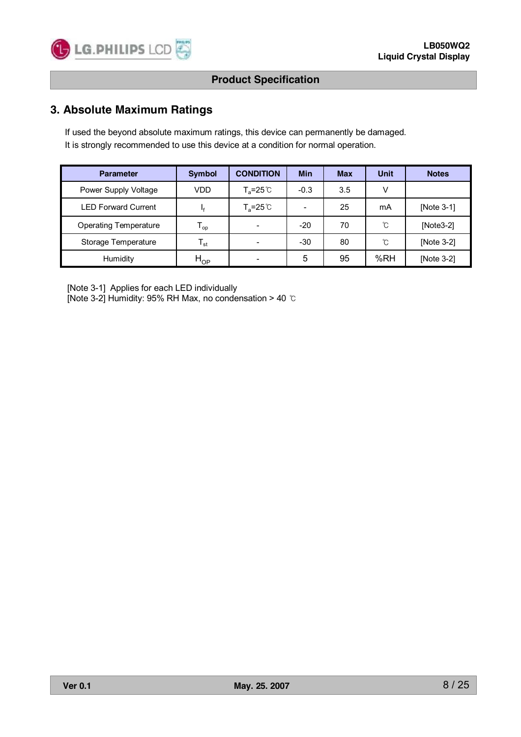## 3. Absolute Maximum Ratings

If used the beyond absolute maximum ratings, this device can permanently be damaged.
It is strongly recommended to use this device at a condition for normal operation.

| Parameter | Symbol | CONDITION | Min | Max | Unit | Notes |
|---|---|---|---|---|---|---|
| Power Supply Voltage | VDD | $T_a$=25℃ | -0.3 | 3.5 | V | |
| LED Forward Current | $I_f$ | $T_a$=25℃ | - | 25 | mA | [Note 3-1] |
| Operating Temperature | $T_{op}$ | - | -20 | 70 | ℃ | [Note3-2] |
| Storage Temperature | $T_{st}$ | - | -30 | 80 | ℃ | [Note 3-2] |
| Humidity | $H_{OP}$ | - | 5 | 95 | %RH | [Note 3-2] |

[Note 3-1] Applies for each LED individually
[Note 3-2] Humidity: 95% RH Max, no condensation > 40 ℃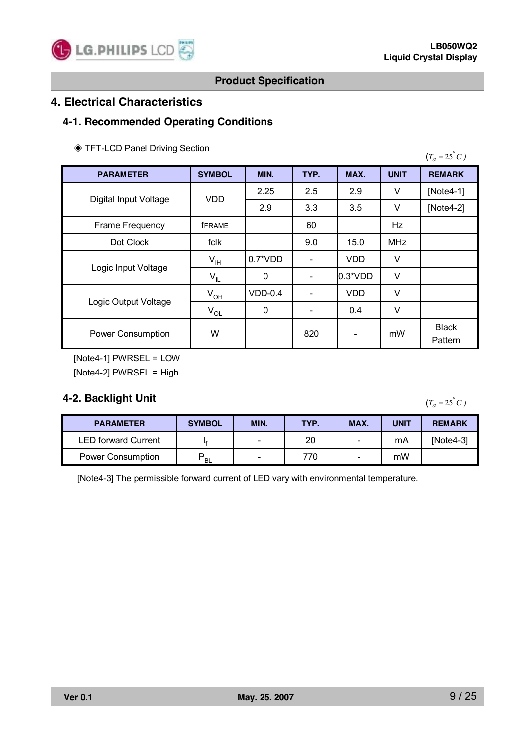# 4. Electrical Characteristics

## 4-1. Recommended Operating Conditions

◈ TFT-LCD Panel Driving Section

$(T_a = 25^{\circ}C)$

| PARAMETER | SYMBOL | MIN. | TYP. | MAX. | UNIT | REMARK |
|---|---|---|---|---|---|---|
| Digital Input Voltage | VDD | 2.25 | 2.5 | 2.9 | V | [Note4-1] |
| | | 2.9 | 3.3 | 3.5 | V | [Note4-2] |
| Frame Frequency | fFRAME | | 60 | | Hz | |
| Dot Clock | fclk | | 9.0 | 15.0 | MHz | |
| Logic Input Voltage | $V_{IH}$ | 0.7*VDD | - | VDD | V | |
| | $V_{IL}$ | 0 | - | 0.3*VDD | V | |
| Logic Output Voltage | $V_{OH}$ | VDD-0.4 | - | VDD | V | |
| | $V_{OL}$ | 0 | - | 0.4 | V | |
| Power Consumption | W | | 820 | - | mW | Black Pattern |

[Note4-1] PWRSEL = LOW

[Note4-2] PWRSEL = High

## 4-2. Backlight Unit

$(T_a = 25^{\circ}C)$

| PARAMETER | SYMBOL | MIN. | TYP. | MAX. | UNIT | REMARK |
|---|---|---|---|---|---|---|
| LED forward Current | $I_f$ | - | 20 | - | mA | [Note4-3] |
| Power Consumption | $P_{BL}$ | - | 770 | - | mW | |

[Note4-3] The permissible forward current of LED vary with environmental temperature.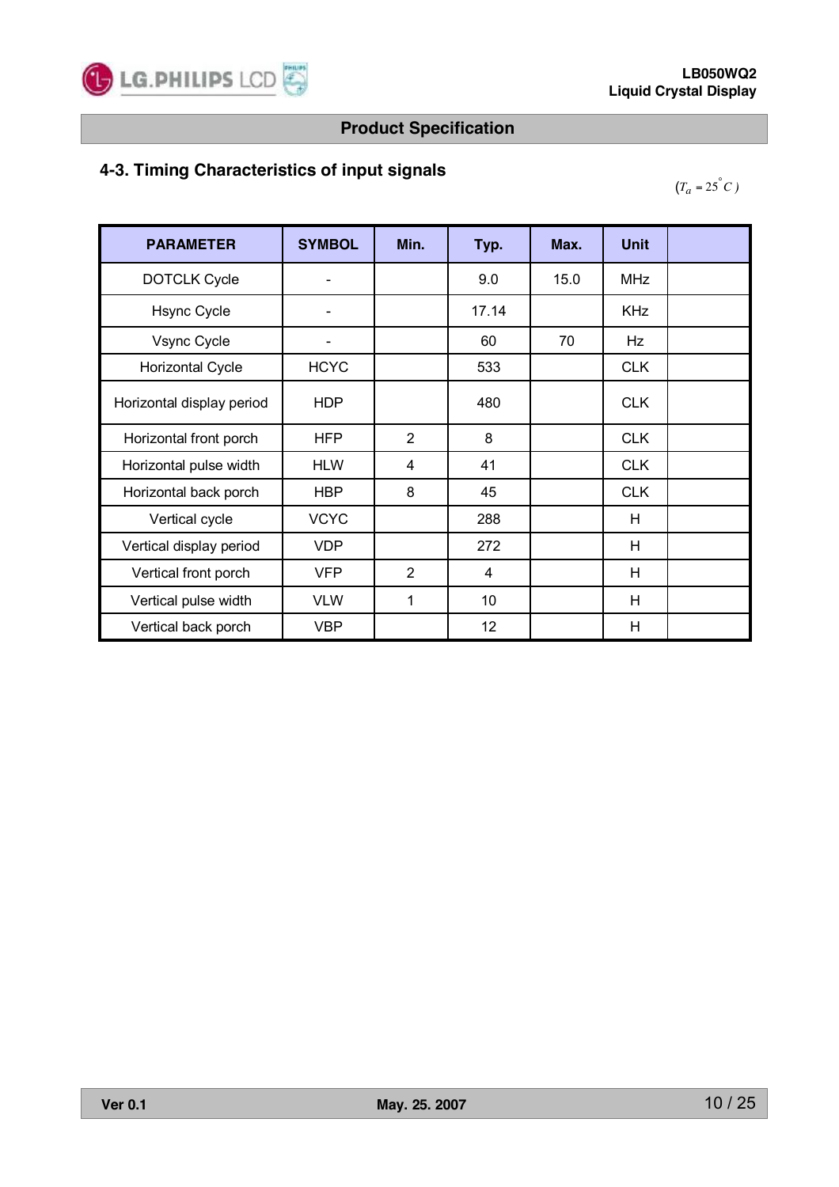## 4-3. Timing Characteristics of input signals

$(T_a = 25^{\circ}C)$

| PARAMETER | SYMBOL | Min. | Typ. | Max. | Unit | |
|---|---|---|---|---|---|---|
| DOTCLK Cycle | - | | 9.0 | 15.0 | MHz | |
| Hsync Cycle | - | | 17.14 | | KHz | |
| Vsync Cycle | - | | 60 | 70 | Hz | |
| Horizontal Cycle | HCYC | | 533 | | CLK | |
| Horizontal display period | HDP | | 480 | | CLK | |
| Horizontal front porch | HFP | 2 | 8 | | CLK | |
| Horizontal pulse width | HLW | 4 | 41 | | CLK | |
| Horizontal back porch | HBP | 8 | 45 | | CLK | |
| Vertical cycle | VCYC | | 288 | | H | |
| Vertical display period | VDP | | 272 | | H | |
| Vertical front porch | VFP | 2 | 4 | | H | |
| Vertical pulse width | VLW | 1 | 10 | | H | |
| Vertical back porch | VBP | | 12 | | H | |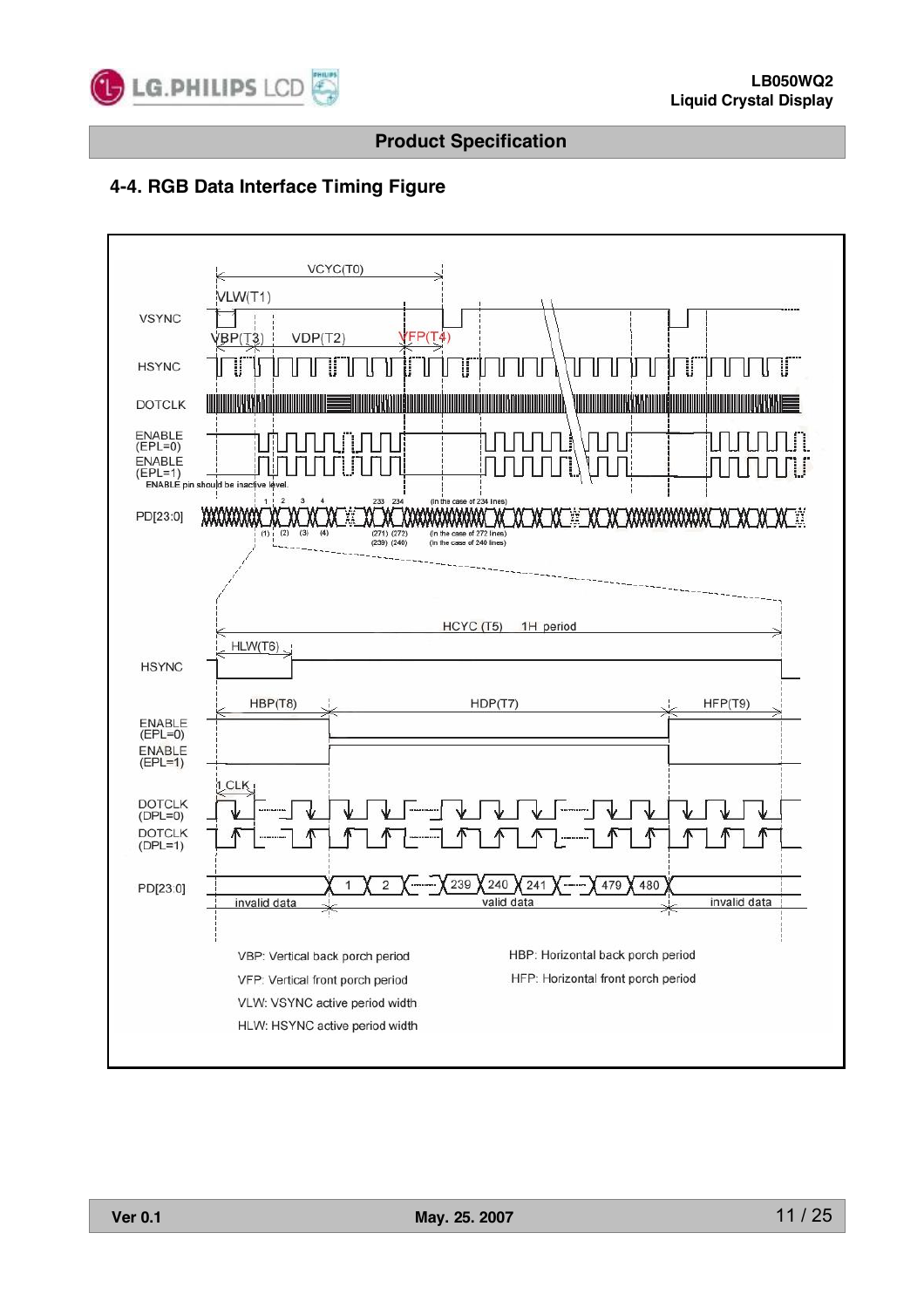## 4-4. RGB Data Interface Timing Figure

VBP: Vertical back porch period

VFP: Vertical front porch period

VLW: VSYNC active period width

HLW: HSYNC active period width

HBP: Horizontal back porch period

HFP: Horizontal front porch period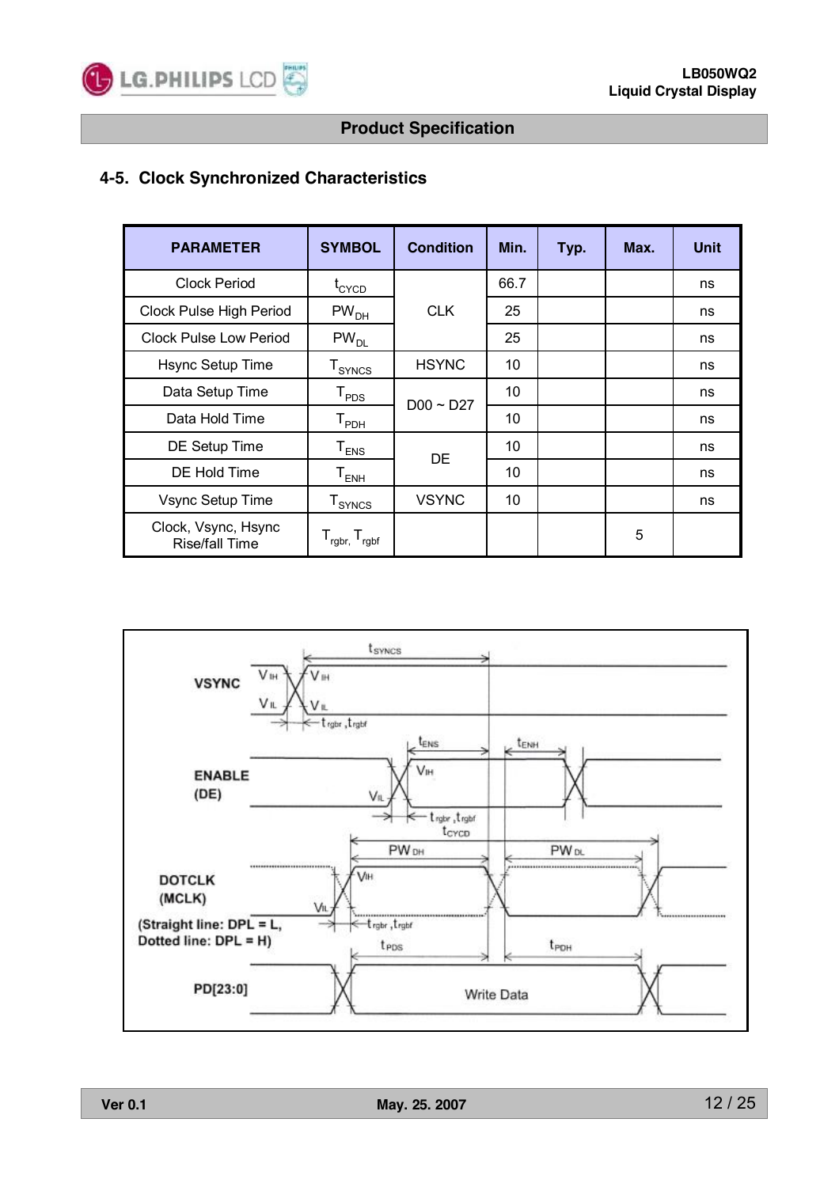## 4-5. Clock Synchronized Characteristics

| PARAMETER | SYMBOL | Condition | Min. | Typ. | Max. | Unit |
|---|---|---|---|---|---|---|
| Clock Period | $t_{CYCD}$ | CLK | 66.7 | | | ns |
| Clock Pulse High Period | $PW_{DH}$ | | 25 | | | ns |
| Clock Pulse Low Period | $PW_{DL}$ | | 25 | | | ns |
| Hsync Setup Time | $T_{SYNCS}$ | HSYNC | 10 | | | ns |
| Data Setup Time | $T_{PDS}$ | D00 ~ D27 | 10 | | | ns |
| Data Hold Time | $T_{PDH}$ | | 10 | | | ns |
| DE Setup Time | $T_{ENS}$ | DE | 10 | | | ns |
| DE Hold Time | $T_{ENH}$ | | 10 | | | ns |
| Vsync Setup Time | $T_{SYNCS}$ | VSYNC | 10 | | | ns |
| Clock, Vsync, Hsync Rise/fall Time | $T_{rgbr}$, $T_{rgbf}$ | | | | 5 | |

VSYNC — $t_{SYNCS}$, $V_{IH}$, $V_{IL}$, $t_{rgbr}$, $t_{rgbf}$

ENABLE (DE) — $t_{ENS}$, $t_{ENH}$, $V_{IH}$, $V_{IL}$, $t_{rgbr}$, $t_{rgbf}$

DOTCLK (MCLK) (Straight line: DPL = L, Dotted line: DPL = H) — $t_{CYCD}$, $PW_{DH}$, $PW_{DL}$, $V_{IH}$, $V_{IL}$, $t_{rgbr}$, $t_{rgbf}$

PD[23:0] — $t_{PDS}$, $t_{PDH}$, Write Data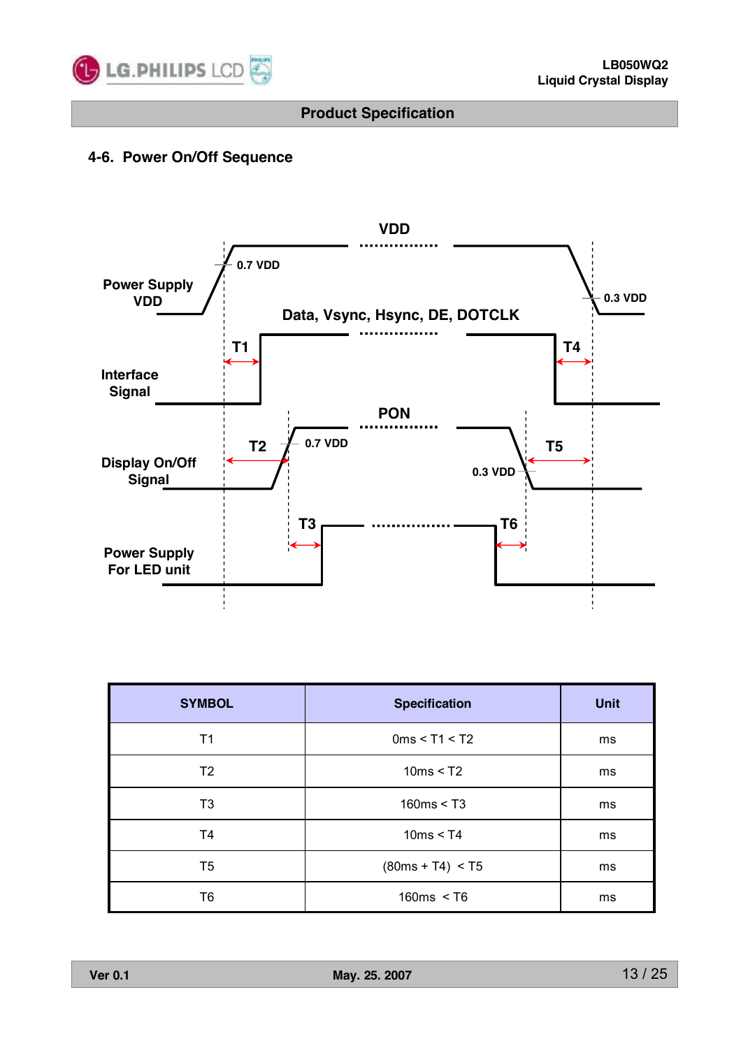## 4-6. Power On/Off Sequence

VDD

Power Supply VDD — 0.7 VDD — 0.3 VDD

Data, Vsync, Hsync, DE, DOTCLK

Interface Signal — T1 — T4

PON

Display On/Off Signal — T2 — 0.7 VDD — 0.3 VDD — T5

Power Supply For LED unit — T3 — T6

| SYMBOL | Specification | Unit |
|---|---|---|
| T1 | 0ms < T1 < T2 | ms |
| T2 | 10ms < T2 | ms |
| T3 | 160ms < T3 | ms |
| T4 | 10ms < T4 | ms |
| T5 | (80ms + T4) < T5 | ms |
| T6 | 160ms < T6 | ms |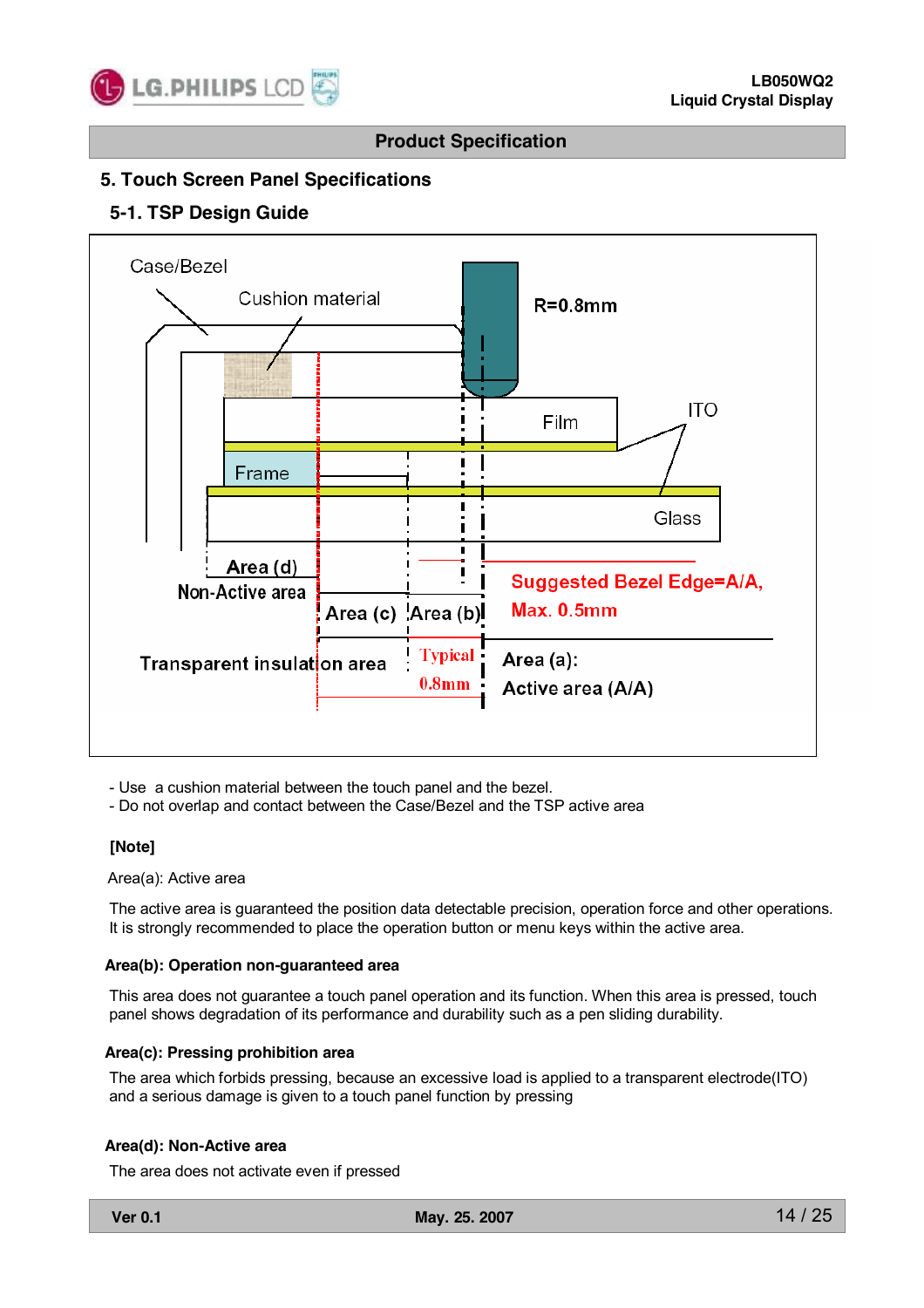## 5. Touch Screen Panel Specifications

### 5-1. TSP Design Guide

Case/Bezel

Cushion material

R=0.8mm

Film

ITO

Frame

Glass

Area (d)

Non-Active area

Suggested Bezel Edge=A/A, Max. 0.5mm

Area (c)

Area (b)

Transparent insulation area

Typical 0.8mm

Area (a): Active area (A/A)

- Use a cushion material between the touch panel and the bezel.
- Do not overlap and contact between the Case/Bezel and the TSP active area

**[Note]**

Area(a): Active area

The active area is guaranteed the position data detectable precision, operation force and other operations. It is strongly recommended to place the operation button or menu keys within the active area.

**Area(b): Operation non-guaranteed area**

This area does not guarantee a touch panel operation and its function. When this area is pressed, touch panel shows degradation of its performance and durability such as a pen sliding durability.

**Area(c): Pressing prohibition area**

The area which forbids pressing, because an excessive load is applied to a transparent electrode(ITO) and a serious damage is given to a touch panel function by pressing

**Area(d): Non-Active area**

The area does not activate even if pressed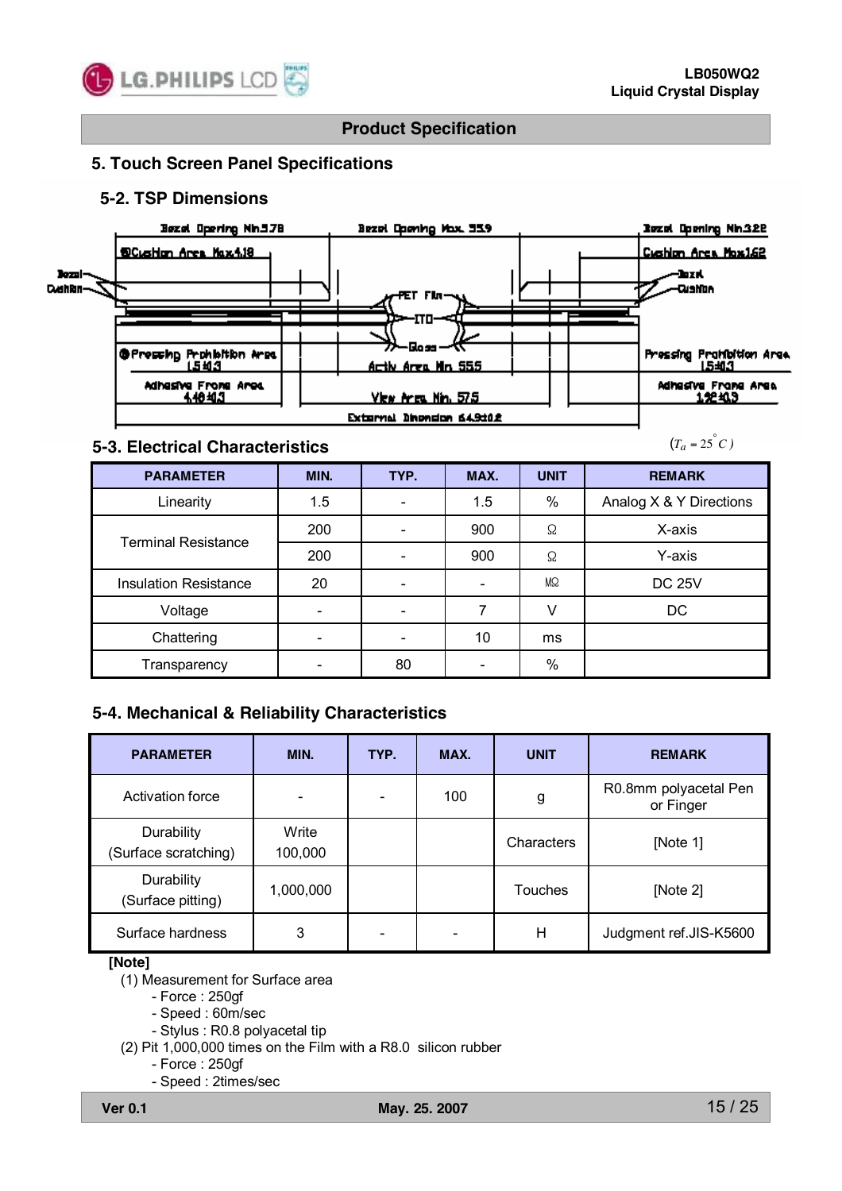## 5. Touch Screen Panel Specifications

### 5-2. TSP Dimensions

Bezel Opening Min.3.78 | Bezel Opening Max. 55.9 | Bezel Opening Min.3.22

Cushion Area Max.4.18 | Cushion Area Max.1.62

Bezel | Cushion | PET Film | ITO | Glass | Bezel | Cushion

Pressing Prohibition Area 1.5±0.3 | Activ Area Min 55.5 | Pressing Prohibition Area 1.5±0.3

Adhesive Frame Area 4.48±0.3 | View Area Min. 57.5 | Adhesive Frame Area 1.92±0.3

External Dimension 64.9±0.2

### 5-3. Electrical Characteristics

($T_a = 25^{\circ}C$)

| PARAMETER | MIN. | TYP. | MAX. | UNIT | REMARK |
|---|---|---|---|---|---|
| Linearity | 1.5 | - | 1.5 | % | Analog X & Y Directions |
| Terminal Resistance | 200 | - | 900 | Ω | X-axis |
| | 200 | - | 900 | Ω | Y-axis |
| Insulation Resistance | 20 | - | - | MΩ | DC 25V |
| Voltage | - | - | 7 | V | DC |
| Chattering | - | - | 10 | ms | |
| Transparency | - | 80 | - | % | |

### 5-4. Mechanical & Reliability Characteristics

| PARAMETER | MIN. | TYP. | MAX. | UNIT | REMARK |
|---|---|---|---|---|---|
| Activation force | - | - | 100 | g | R0.8mm polyacetal Pen or Finger |
| Durability (Surface scratching) | Write 100,000 | | | Characters | [Note 1] |
| Durability (Surface pitting) | 1,000,000 | | | Touches | [Note 2] |
| Surface hardness | 3 | - | - | H | Judgment ref.JIS-K5600 |

**[Note]**

(1) Measurement for Surface area
- Force : 250gf
- Speed : 60m/sec
- Stylus : R0.8 polyacetal tip

(2) Pit 1,000,000 times on the Film with a R8.0 silicon rubber
- Force : 250gf
- Speed : 2times/sec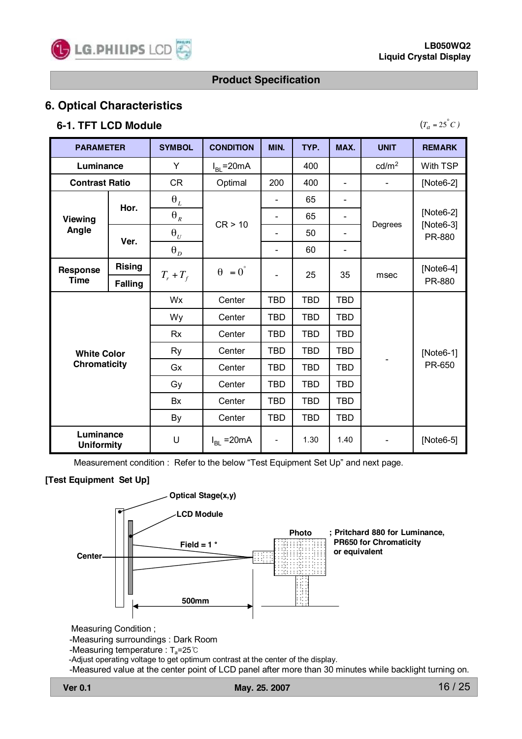## 6. Optical Characteristics

### 6-1. TFT LCD Module

($T_a = 25^{\circ}C$)

| PARAMETER | | SYMBOL | CONDITION | MIN. | TYP. | MAX. | UNIT | REMARK |
|---|---|---|---|---|---|---|---|---|
| Luminance | | Y | $I_{BL}$=20mA | | 400 | | cd/m$^2$ | With TSP |
| Contrast Ratio | | CR | Optimal | 200 | 400 | - | - | [Note6-2] |
| Viewing Angle | Hor. | $\theta_L$ | CR > 10 | - | 65 | - | Degrees | [Note6-2] [Note6-3] PR-880 |
| | | $\theta_R$ | | - | 65 | - | | |
| | Ver. | $\theta_U$ | | - | 50 | - | | |
| | | $\theta_D$ | | - | 60 | - | | |
| Response Time | Rising / Falling | $T_r + T_f$ | $\theta = 0^{\circ}$ | - | 25 | 35 | msec | [Note6-4] PR-880 |
| White Color Chromaticity | | Wx | Center | TBD | TBD | TBD | - | [Note6-1] PR-650 |
| | | Wy | Center | TBD | TBD | TBD | | |
| | | Rx | Center | TBD | TBD | TBD | | |
| | | Ry | Center | TBD | TBD | TBD | | |
| | | Gx | Center | TBD | TBD | TBD | | |
| | | Gy | Center | TBD | TBD | TBD | | |
| | | Bx | Center | TBD | TBD | TBD | | |
| | | By | Center | TBD | TBD | TBD | | |
| Luminance Uniformity | | U | $I_{BL}$ =20mA | - | 1.30 | 1.40 | - | [Note6-5] |

Measurement condition : Refer to the below "Test Equipment Set Up" and next page.

**[Test Equipment Set Up]**

**Optical Stage(x,y)**

**LCD Module**

**Center**

**Field = 1 °**

**500mm**

**Photo** **; Pritchard 880 for Luminance, PR650 for Chromaticity or equivalent**

Measuring Condition ;

- -Measuring surroundings : Dark Room
- -Measuring temperature : $T_a$=25℃
- -Adjust operating voltage to get optimum contrast at the center of the display.
- -Measured value at the center point of LCD panel after more than 30 minutes while backlight turning on.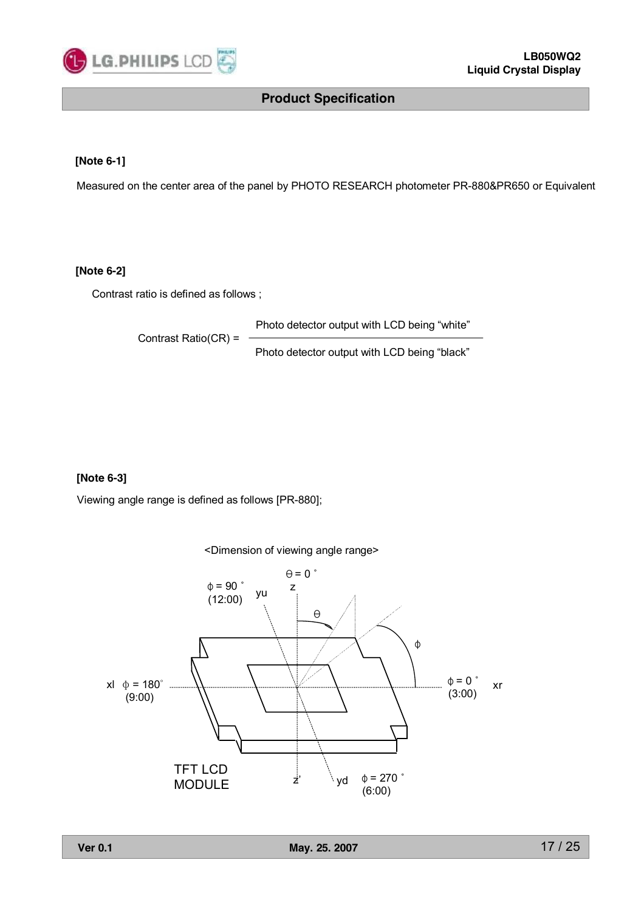**[Note 6-1]**

Measured on the center area of the panel by PHOTO RESEARCH photometer PR-880&PR650 or Equivalent

**[Note 6-2]**

Contrast ratio is defined as follows ;

$$\text{Contrast Ratio(CR)} = \frac{\text{Photo detector output with LCD being "white"}}{\text{Photo detector output with LCD being "black"}}$$

**[Note 6-3]**

Viewing angle range is defined as follows [PR-880];

<Dimension of viewing angle range>

$\Theta = 0^\circ$ z

$\phi = 90^\circ$ (12:00) yu

$\Theta$

$\phi$

xl $\phi = 180^\circ$ (9:00)

$\phi = 0^\circ$ (3:00) xr

TFT LCD MODULE

z'

yd $\phi = 270^\circ$ (6:00)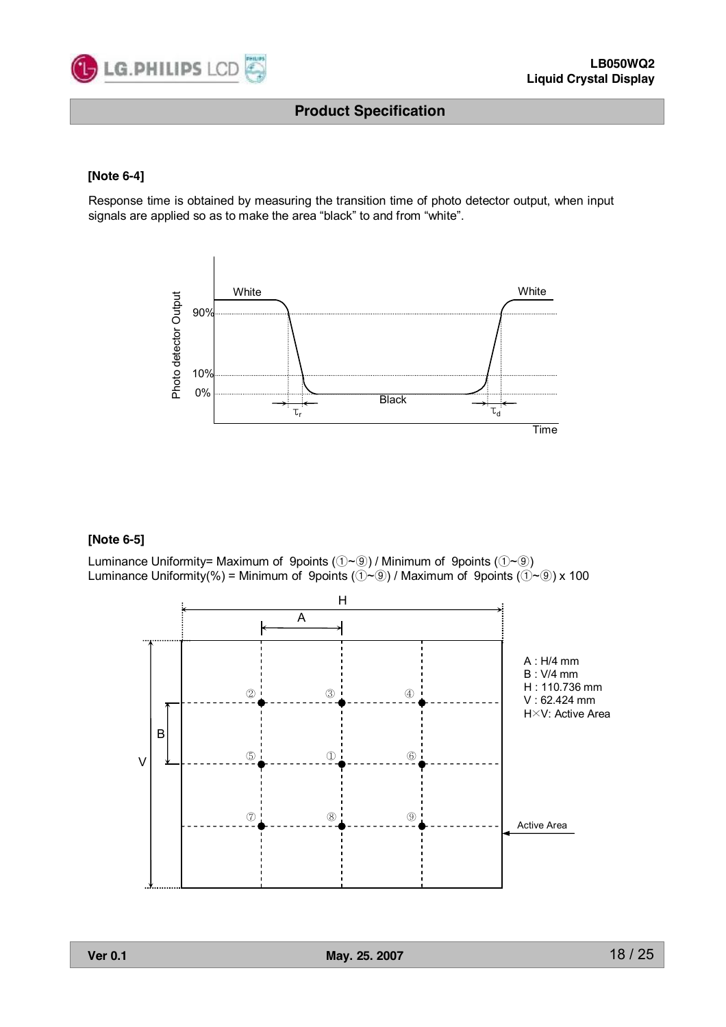### [Note 6-4]

Response time is obtained by measuring the transition time of photo detector output, when input signals are applied so as to make the area “black” to and from “white”.

### [Note 6-5]

Luminance Uniformity= Maximum of 9points (①~⑨) / Minimum of 9points (①~⑨)
Luminance Uniformity(%) = Minimum of 9points (①~⑨) / Maximum of 9points (①~⑨) x 100

A : H/4 mm
B : V/4 mm
H : 110.736 mm
V : 62.424 mm
H×V: Active Area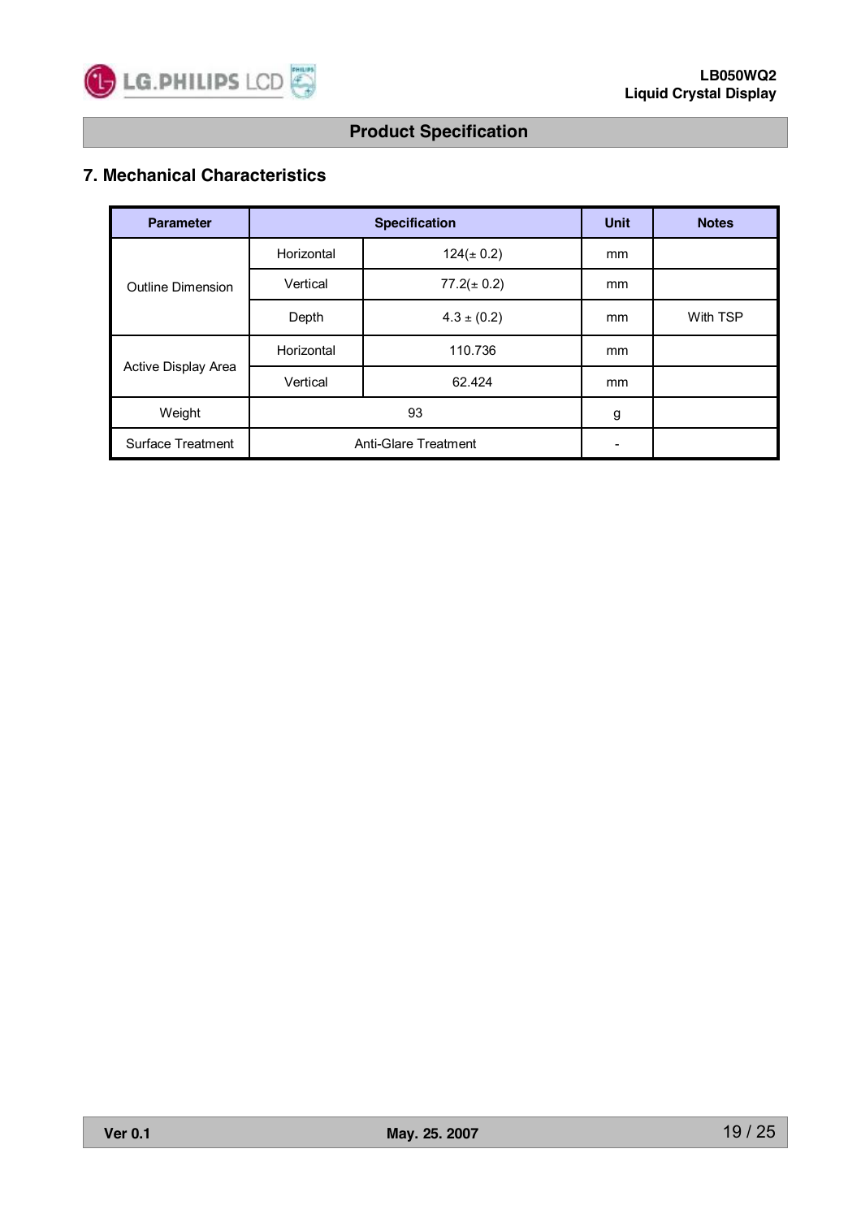## 7. Mechanical Characteristics

| Parameter | Specification | | Unit | Notes |
|---|---|---|---|---|
| Outline Dimension | Horizontal | 124(± 0.2) | mm | |
| | Vertical | 77.2(± 0.2) | mm | |
| | Depth | 4.3 ± (0.2) | mm | With TSP |
| Active Display Area | Horizontal | 110.736 | mm | |
| | Vertical | 62.424 | mm | |
| Weight | 93 | | g | |
| Surface Treatment | Anti-Glare Treatment | | - | |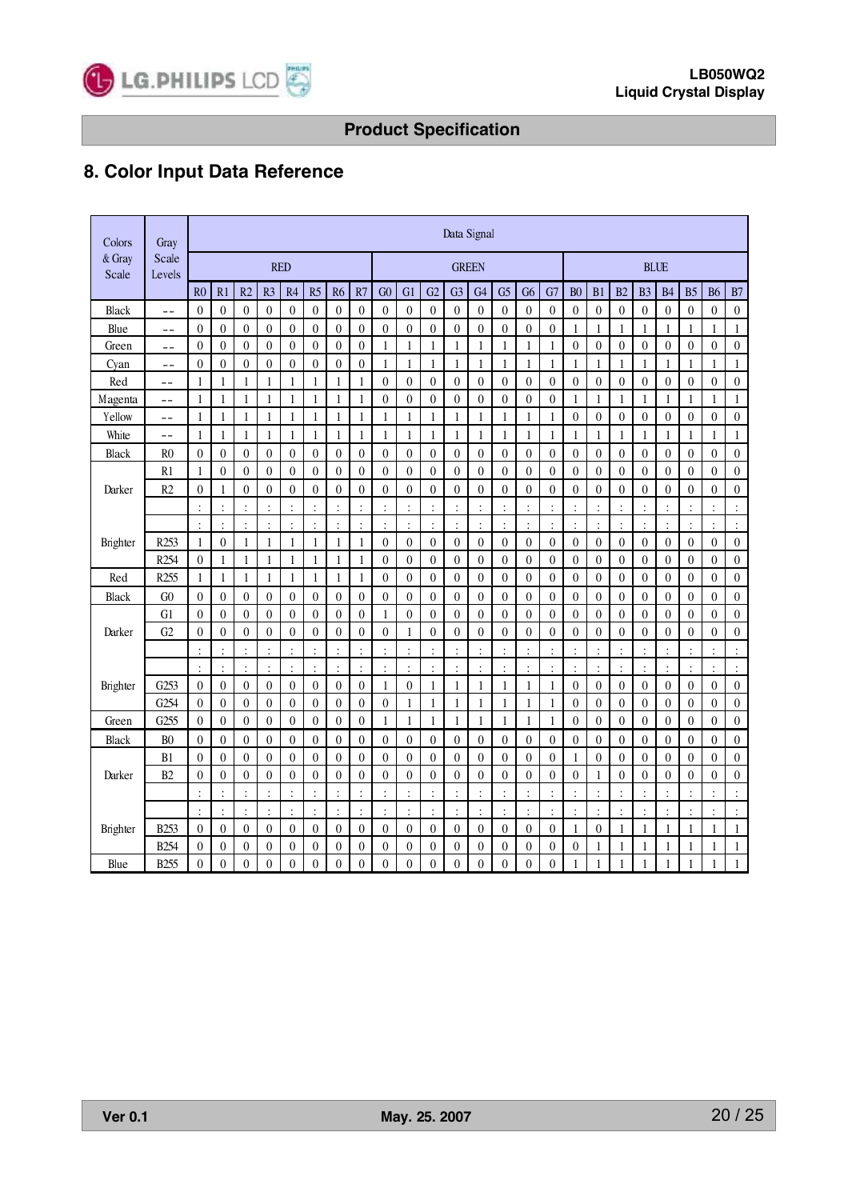## 8. Color Input Data Reference

| Colors & Gray Scale | Gray Scale Levels | Data Signal | | | | | | | | | | | | | | | | | | | | | | | |
|---|---|---|---|---|---|---|---|---|---|---|---|---|---|---|---|---|---|---|---|---|---|---|---|---|---|
| | | RED | | | | | | | | GREEN | | | | | | | | BLUE | | | | | | | |
| | | R0 | R1 | R2 | R3 | R4 | R5 | R6 | R7 | G0 | G1 | G2 | G3 | G4 | G5 | G6 | G7 | B0 | B1 | B2 | B3 | B4 | B5 | B6 | B7 |
| Black | -- | 0 | 0 | 0 | 0 | 0 | 0 | 0 | 0 | 0 | 0 | 0 | 0 | 0 | 0 | 0 | 0 | 0 | 0 | 0 | 0 | 0 | 0 | 0 | 0 |
| Blue | -- | 0 | 0 | 0 | 0 | 0 | 0 | 0 | 0 | 0 | 0 | 0 | 0 | 0 | 0 | 0 | 0 | 1 | 1 | 1 | 1 | 1 | 1 | 1 | 1 |
| Green | -- | 0 | 0 | 0 | 0 | 0 | 0 | 0 | 0 | 1 | 1 | 1 | 1 | 1 | 1 | 1 | 1 | 0 | 0 | 0 | 0 | 0 | 0 | 0 | 0 |
| Cyan | -- | 0 | 0 | 0 | 0 | 0 | 0 | 0 | 0 | 1 | 1 | 1 | 1 | 1 | 1 | 1 | 1 | 1 | 1 | 1 | 1 | 1 | 1 | 1 | 1 |
| Red | -- | 1 | 1 | 1 | 1 | 1 | 1 | 1 | 1 | 0 | 0 | 0 | 0 | 0 | 0 | 0 | 0 | 0 | 0 | 0 | 0 | 0 | 0 | 0 | 0 |
| Magenta | -- | 1 | 1 | 1 | 1 | 1 | 1 | 1 | 1 | 0 | 0 | 0 | 0 | 0 | 0 | 0 | 0 | 1 | 1 | 1 | 1 | 1 | 1 | 1 | 1 |
| Yellow | -- | 1 | 1 | 1 | 1 | 1 | 1 | 1 | 1 | 1 | 1 | 1 | 1 | 1 | 1 | 1 | 1 | 0 | 0 | 0 | 0 | 0 | 0 | 0 | 0 |
| White | -- | 1 | 1 | 1 | 1 | 1 | 1 | 1 | 1 | 1 | 1 | 1 | 1 | 1 | 1 | 1 | 1 | 1 | 1 | 1 | 1 | 1 | 1 | 1 | 1 |
| Black | R0 | 0 | 0 | 0 | 0 | 0 | 0 | 0 | 0 | 0 | 0 | 0 | 0 | 0 | 0 | 0 | 0 | 0 | 0 | 0 | 0 | 0 | 0 | 0 | 0 |
| Darker | R1 | 1 | 0 | 0 | 0 | 0 | 0 | 0 | 0 | 0 | 0 | 0 | 0 | 0 | 0 | 0 | 0 | 0 | 0 | 0 | 0 | 0 | 0 | 0 | 0 |
| | R2 | 0 | 1 | 0 | 0 | 0 | 0 | 0 | 0 | 0 | 0 | 0 | 0 | 0 | 0 | 0 | 0 | 0 | 0 | 0 | 0 | 0 | 0 | 0 | 0 |
| | | : | : | : | : | : | : | : | : | : | : | : | : | : | : | : | : | : | : | : | : | : | : | : | : |
| | | : | : | : | : | : | : | : | : | : | : | : | : | : | : | : | : | : | : | : | : | : | : | : | : |
| Brighter | R253 | 1 | 0 | 1 | 1 | 1 | 1 | 1 | 1 | 0 | 0 | 0 | 0 | 0 | 0 | 0 | 0 | 0 | 0 | 0 | 0 | 0 | 0 | 0 | 0 |
| | R254 | 0 | 1 | 1 | 1 | 1 | 1 | 1 | 1 | 0 | 0 | 0 | 0 | 0 | 0 | 0 | 0 | 0 | 0 | 0 | 0 | 0 | 0 | 0 | 0 |
| Red | R255 | 1 | 1 | 1 | 1 | 1 | 1 | 1 | 1 | 0 | 0 | 0 | 0 | 0 | 0 | 0 | 0 | 0 | 0 | 0 | 0 | 0 | 0 | 0 | 0 |
| Black | G0 | 0 | 0 | 0 | 0 | 0 | 0 | 0 | 0 | 0 | 0 | 0 | 0 | 0 | 0 | 0 | 0 | 0 | 0 | 0 | 0 | 0 | 0 | 0 | 0 |
| Darker | G1 | 0 | 0 | 0 | 0 | 0 | 0 | 0 | 0 | 1 | 0 | 0 | 0 | 0 | 0 | 0 | 0 | 0 | 0 | 0 | 0 | 0 | 0 | 0 | 0 |
| | G2 | 0 | 0 | 0 | 0 | 0 | 0 | 0 | 0 | 0 | 1 | 0 | 0 | 0 | 0 | 0 | 0 | 0 | 0 | 0 | 0 | 0 | 0 | 0 | 0 |
| | | : | : | : | : | : | : | : | : | : | : | : | : | : | : | : | : | : | : | : | : | : | : | : | : |
| | | : | : | : | : | : | : | : | : | : | : | : | : | : | : | : | : | : | : | : | : | : | : | : | : |
| Brighter | G253 | 0 | 0 | 0 | 0 | 0 | 0 | 0 | 0 | 1 | 0 | 1 | 1 | 1 | 1 | 1 | 1 | 0 | 0 | 0 | 0 | 0 | 0 | 0 | 0 |
| | G254 | 0 | 0 | 0 | 0 | 0 | 0 | 0 | 0 | 0 | 1 | 1 | 1 | 1 | 1 | 1 | 1 | 0 | 0 | 0 | 0 | 0 | 0 | 0 | 0 |
| Green | G255 | 0 | 0 | 0 | 0 | 0 | 0 | 0 | 0 | 1 | 1 | 1 | 1 | 1 | 1 | 1 | 1 | 0 | 0 | 0 | 0 | 0 | 0 | 0 | 0 |
| Black | B0 | 0 | 0 | 0 | 0 | 0 | 0 | 0 | 0 | 0 | 0 | 0 | 0 | 0 | 0 | 0 | 0 | 0 | 0 | 0 | 0 | 0 | 0 | 0 | 0 |
| Darker | B1 | 0 | 0 | 0 | 0 | 0 | 0 | 0 | 0 | 0 | 0 | 0 | 0 | 0 | 0 | 0 | 0 | 1 | 0 | 0 | 0 | 0 | 0 | 0 | 0 |
| | B2 | 0 | 0 | 0 | 0 | 0 | 0 | 0 | 0 | 0 | 0 | 0 | 0 | 0 | 0 | 0 | 0 | 0 | 1 | 0 | 0 | 0 | 0 | 0 | 0 |
| | | : | : | : | : | : | : | : | : | : | : | : | : | : | : | : | : | : | : | : | : | : | : | : | : |
| | | : | : | : | : | : | : | : | : | : | : | : | : | : | : | : | : | : | : | : | : | : | : | : | : |
| Brighter | B253 | 0 | 0 | 0 | 0 | 0 | 0 | 0 | 0 | 0 | 0 | 0 | 0 | 0 | 0 | 0 | 0 | 1 | 0 | 1 | 1 | 1 | 1 | 1 | 1 |
| | B254 | 0 | 0 | 0 | 0 | 0 | 0 | 0 | 0 | 0 | 0 | 0 | 0 | 0 | 0 | 0 | 0 | 0 | 1 | 1 | 1 | 1 | 1 | 1 | 1 |
| Blue | B255 | 0 | 0 | 0 | 0 | 0 | 0 | 0 | 0 | 0 | 0 | 0 | 0 | 0 | 0 | 0 | 0 | 1 | 1 | 1 | 1 | 1 | 1 | 1 | 1 |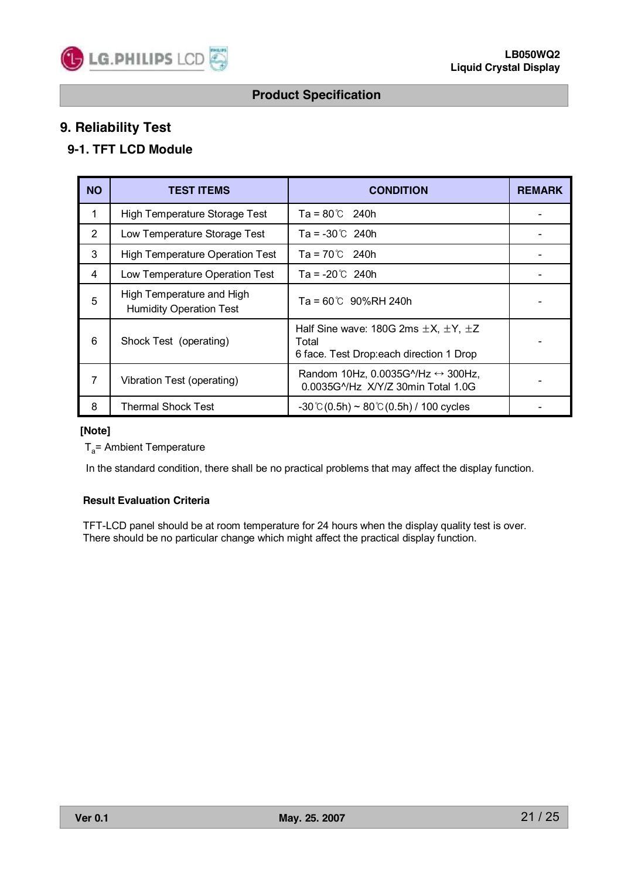# 9. Reliability Test

## 9-1. TFT LCD Module

| NO | TEST ITEMS | CONDITION | REMARK |
|---|---|---|---|
| 1 | High Temperature Storage Test | Ta = 80℃ 240h | - |
| 2 | Low Temperature Storage Test | Ta = -30℃ 240h | - |
| 3 | High Temperature Operation Test | Ta = 70℃ 240h | - |
| 4 | Low Temperature Operation Test | Ta = -20℃ 240h | - |
| 5 | High Temperature and High Humidity Operation Test | Ta = 60℃ 90%RH 240h | - |
| 6 | Shock Test (operating) | Half Sine wave: 180G 2ms ±X, ±Y, ±Z Total 6 face. Test Drop:each direction 1 Drop | - |
| 7 | Vibration Test (operating) | Random 10Hz, 0.0035G^/Hz ↔ 300Hz, 0.0035G^/Hz X/Y/Z 30min Total 1.0G | - |
| 8 | Thermal Shock Test | -30℃(0.5h) ~ 80℃(0.5h) / 100 cycles | - |

**[Note]**

$T_a$= Ambient Temperature

In the standard condition, there shall be no practical problems that may affect the display function.

**Result Evaluation Criteria**

TFT-LCD panel should be at room temperature for 24 hours when the display quality test is over.
There should be no particular change which might affect the practical display function.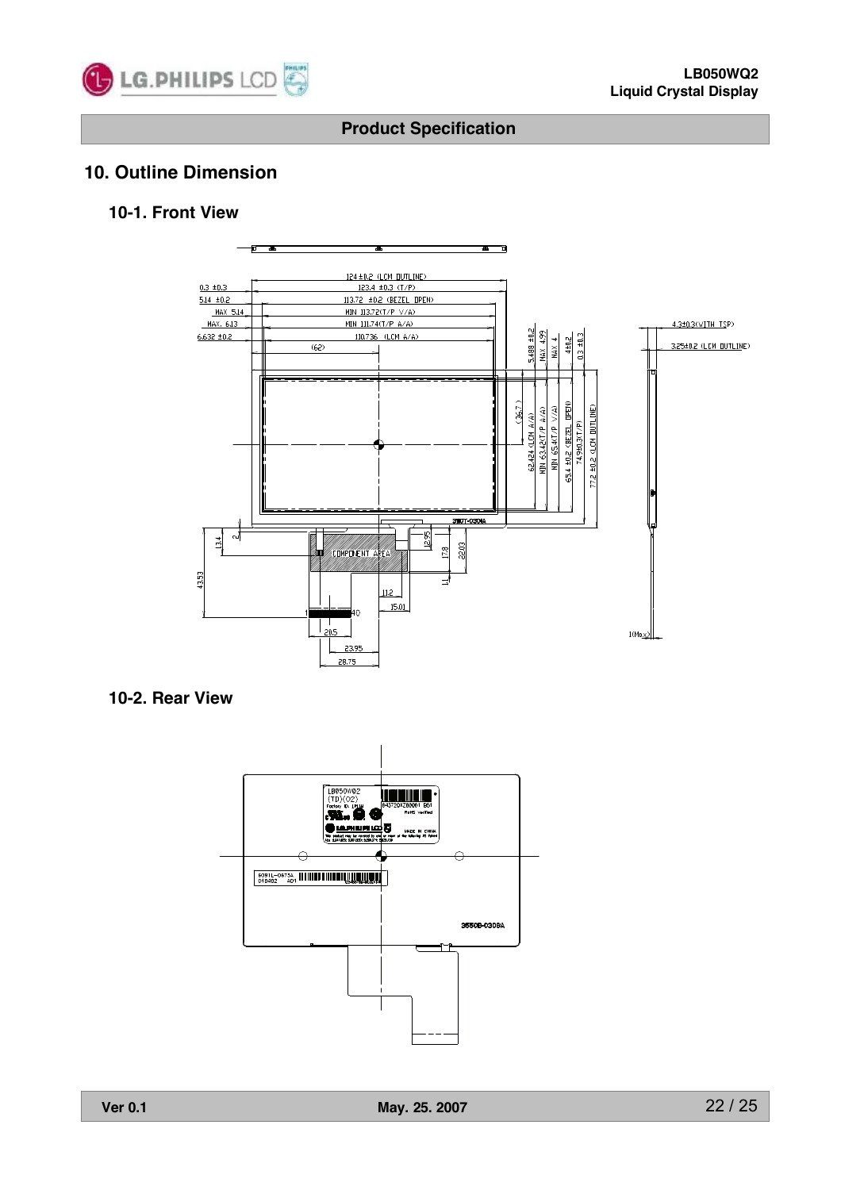## 10. Outline Dimension

### 10-1. Front View

### 10-2. Rear View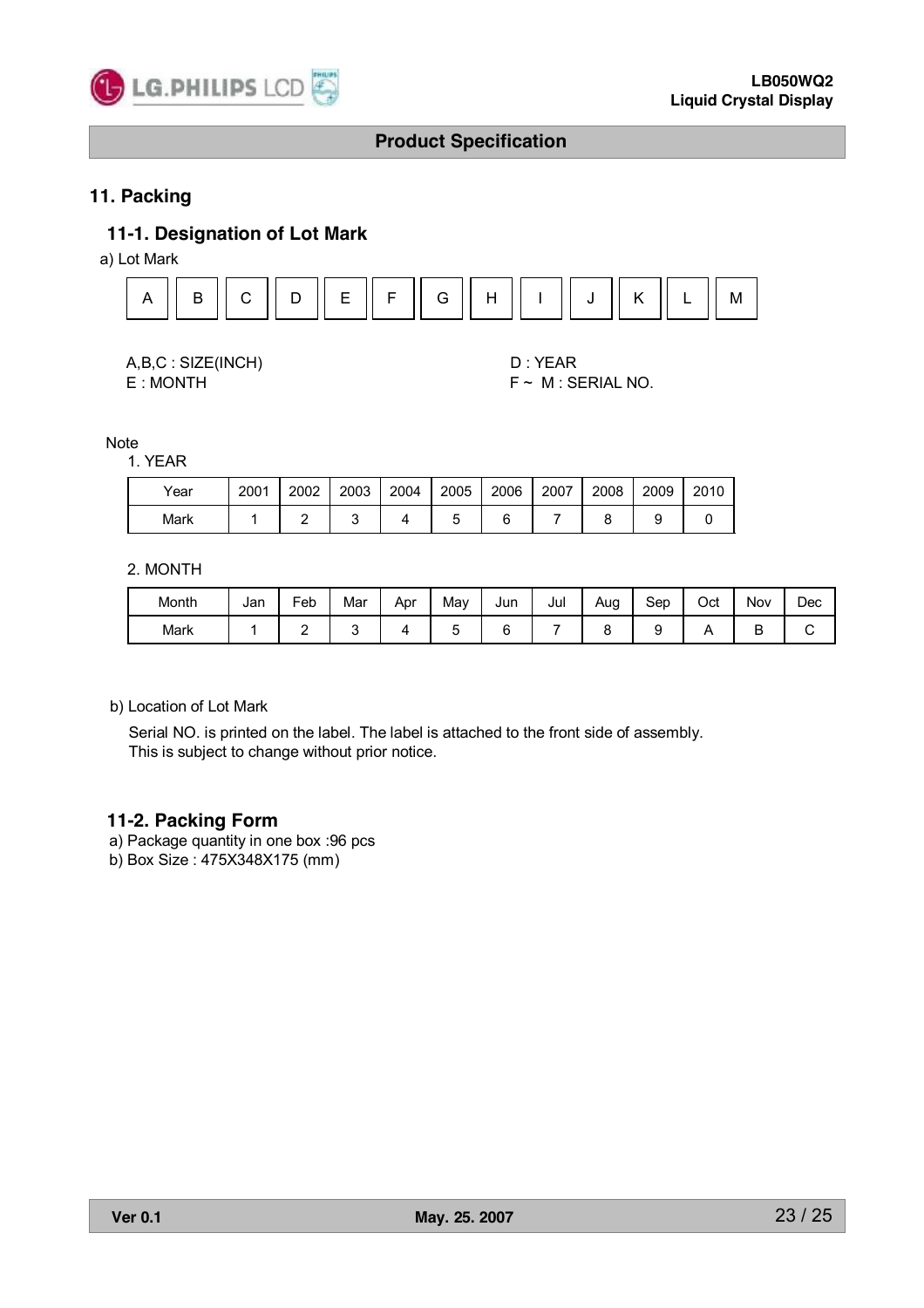## 11. Packing

### 11-1. Designation of Lot Mark

a) Lot Mark

| A | B | C | D | E | F | G | H | I | J | K | L | M |
|---|---|---|---|---|---|---|---|---|---|---|---|---|

A,B,C : SIZE(INCH)

D : YEAR

E : MONTH

F ~ M : SERIAL NO.

Note

1. YEAR

| Year | 2001 | 2002 | 2003 | 2004 | 2005 | 2006 | 2007 | 2008 | 2009 | 2010 |
|---|---|---|---|---|---|---|---|---|---|---|
| Mark | 1 | 2 | 3 | 4 | 5 | 6 | 7 | 8 | 9 | 0 |

2. MONTH

| Month | Jan | Feb | Mar | Apr | May | Jun | Jul | Aug | Sep | Oct | Nov | Dec |
|---|---|---|---|---|---|---|---|---|---|---|---|---|
| Mark | 1 | 2 | 3 | 4 | 5 | 6 | 7 | 8 | 9 | A | B | C |

b) Location of Lot Mark

Serial NO. is printed on the label. The label is attached to the front side of assembly.
This is subject to change without prior notice.

### 11-2. Packing Form

a) Package quantity in one box :96 pcs

b) Box Size : 475X348X175 (mm)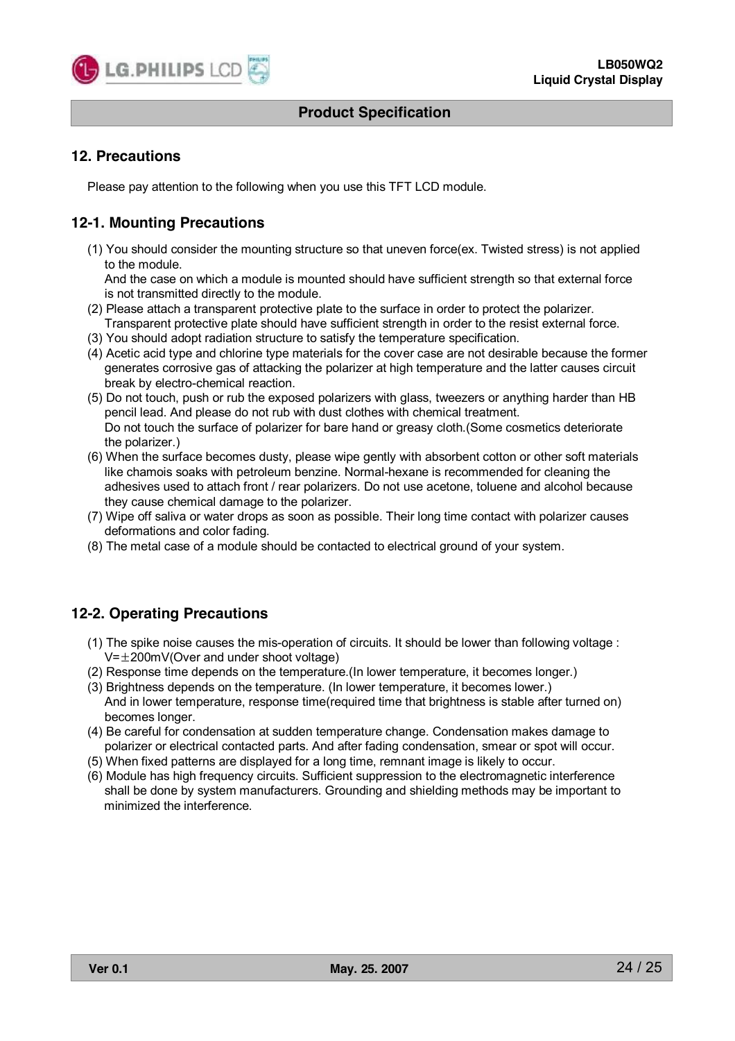## 12. Precautions

Please pay attention to the following when you use this TFT LCD module.

### 12-1. Mounting Precautions

(1) You should consider the mounting structure so that uneven force(ex. Twisted stress) is not applied to the module.
And the case on which a module is mounted should have sufficient strength so that external force is not transmitted directly to the module.
(2) Please attach a transparent protective plate to the surface in order to protect the polarizer.
Transparent protective plate should have sufficient strength in order to the resist external force.
(3) You should adopt radiation structure to satisfy the temperature specification.
(4) Acetic acid type and chlorine type materials for the cover case are not desirable because the former generates corrosive gas of attacking the polarizer at high temperature and the latter causes circuit break by electro-chemical reaction.
(5) Do not touch, push or rub the exposed polarizers with glass, tweezers or anything harder than HB pencil lead. And please do not rub with dust clothes with chemical treatment.
Do not touch the surface of polarizer for bare hand or greasy cloth.(Some cosmetics deteriorate the polarizer.)
(6) When the surface becomes dusty, please wipe gently with absorbent cotton or other soft materials like chamois soaks with petroleum benzine. Normal-hexane is recommended for cleaning the adhesives used to attach front / rear polarizers. Do not use acetone, toluene and alcohol because they cause chemical damage to the polarizer.
(7) Wipe off saliva or water drops as soon as possible. Their long time contact with polarizer causes deformations and color fading.
(8) The metal case of a module should be contacted to electrical ground of your system.

### 12-2. Operating Precautions

(1) The spike noise causes the mis-operation of circuits. It should be lower than following voltage :
V=±200mV(Over and under shoot voltage)
(2) Response time depends on the temperature.(In lower temperature, it becomes longer.)
(3) Brightness depends on the temperature. (In lower temperature, it becomes lower.)
And in lower temperature, response time(required time that brightness is stable after turned on) becomes longer.
(4) Be careful for condensation at sudden temperature change. Condensation makes damage to polarizer or electrical contacted parts. And after fading condensation, smear or spot will occur.
(5) When fixed patterns are displayed for a long time, remnant image is likely to occur.
(6) Module has high frequency circuits. Sufficient suppression to the electromagnetic interference shall be done by system manufacturers. Grounding and shielding methods may be important to minimized the interference.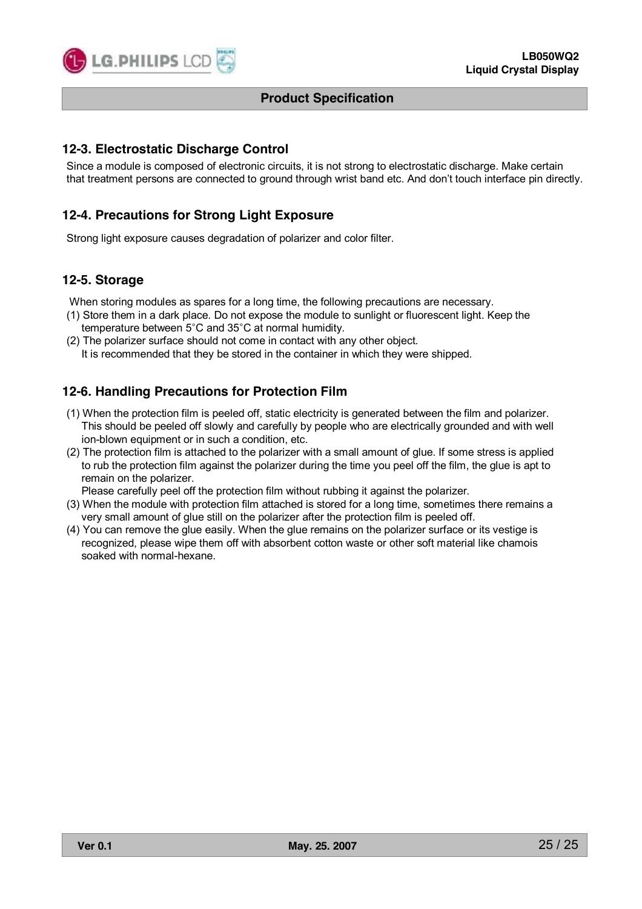## 12-3. Electrostatic Discharge Control

Since a module is composed of electronic circuits, it is not strong to electrostatic discharge. Make certain that treatment persons are connected to ground through wrist band etc. And don't touch interface pin directly.

## 12-4. Precautions for Strong Light Exposure

Strong light exposure causes degradation of polarizer and color filter.

## 12-5. Storage

When storing modules as spares for a long time, the following precautions are necessary.

(1) Store them in a dark place. Do not expose the module to sunlight or fluorescent light. Keep the temperature between 5°C and 35°C at normal humidity.

(2) The polarizer surface should not come in contact with any other object.
It is recommended that they be stored in the container in which they were shipped.

## 12-6. Handling Precautions for Protection Film

(1) When the protection film is peeled off, static electricity is generated between the film and polarizer. This should be peeled off slowly and carefully by people who are electrically grounded and with well ion-blown equipment or in such a condition, etc.

(2) The protection film is attached to the polarizer with a small amount of glue. If some stress is applied to rub the protection film against the polarizer during the time you peel off the film, the glue is apt to remain on the polarizer.
Please carefully peel off the protection film without rubbing it against the polarizer.

(3) When the module with protection film attached is stored for a long time, sometimes there remains a very small amount of glue still on the polarizer after the protection film is peeled off.

(4) You can remove the glue easily. When the glue remains on the polarizer surface or its vestige is recognized, please wipe them off with absorbent cotton waste or other soft material like chamois soaked with normal-hexane.